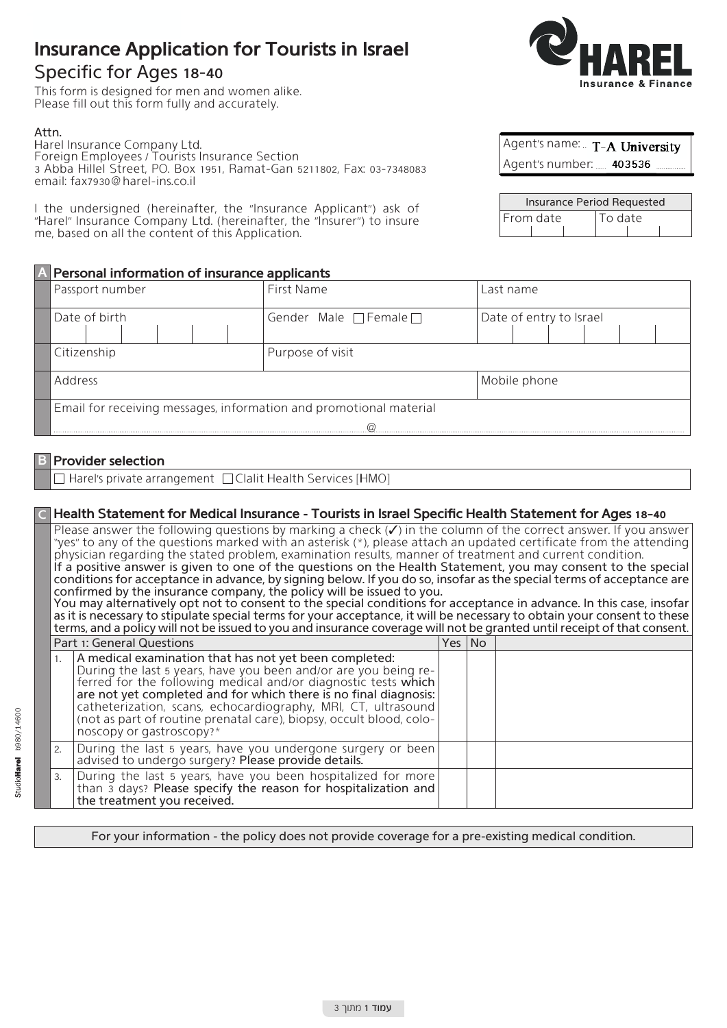# Insurance Application for Tourists in Israel

## Specific for Ages 18-40

This form is designed for men and women alike.
Please fill out this form fully and accurately.

HAREL Insurance & Finance

**Attn.**
Harel Insurance Company Ltd.
Foreign Employees / Tourists Insurance Section
3 Abba Hillel Street, P.O. Box 1951, Ramat-Gan 5211802, Fax: 03-7348083
email: fax7930@harel-ins.co.il

Agent's name: T-A University
Agent's number: 403536

I the undersigned (hereinafter, the "Insurance Applicant") ask of "Harel" Insurance Company Ltd. (hereinafter, the "Insurer") to insure me, based on all the content of this Application.

| Insurance Period Requested | |
|---|---|
| From date | To date |

## A Personal information of insurance applicants

| Passport number | First Name | Last name |
|---|---|---|
| Date of birth | Gender Male ☐ Female ☐ | Date of entry to Israel |
| Citizenship | Purpose of visit | |
| Address | | Mobile phone |
| Email for receiving messages, information and promotional material @ | | |

## B Provider selection

☐ Harel's private arrangement ☐ Clalit Health Services [HMO]

## C Health Statement for Medical Insurance - Tourists in Israel Specific Health Statement for Ages 18-40

Please answer the following questions by marking a check (✓) in the column of the correct answer. If you answer "yes" to any of the questions marked with an asterisk (*), please attach an updated certificate from the attending physician regarding the stated problem, examination results, manner of treatment and current condition.

**If a positive answer is given to one of the questions on the Health Statement, you may consent to the special conditions for acceptance in advance, by signing below. If you do so, insofar as the special terms of acceptance are confirmed by the insurance company, the policy will be issued to you.**

**You may alternatively opt not to consent to the special conditions for acceptance in advance. In this case, insofar as it is necessary to stipulate special terms for your acceptance, it will be necessary to obtain your consent to these terms, and a policy will not be issued to you and insurance coverage will not be granted until receipt of that consent.**

| | Part 1: General Questions | Yes | No | |
|---|---|---|---|---|
| 1. | **A medical examination that has not yet been completed:** During the last 5 years, have you been and/or are you being referred for the following medical and/or diagnostic tests **which are not yet completed and for which there is no final diagnosis:** catheterization, scans, echocardiography, MRI, CT, ultrasound (not as part of routine prenatal care), biopsy, occult blood, colonoscopy or gastroscopy?* | | | |
| 2. | During the last 5 years, have you undergone surgery or been advised to undergo surgery? **Please provide details.** | | | |
| 3. | During the last 5 years, have you been hospitalized for more than 3 days? **Please specify the reason for hospitalization and the treatment you received.** | | | |

For your information - the policy does not provide coverage for a pre-existing medical condition.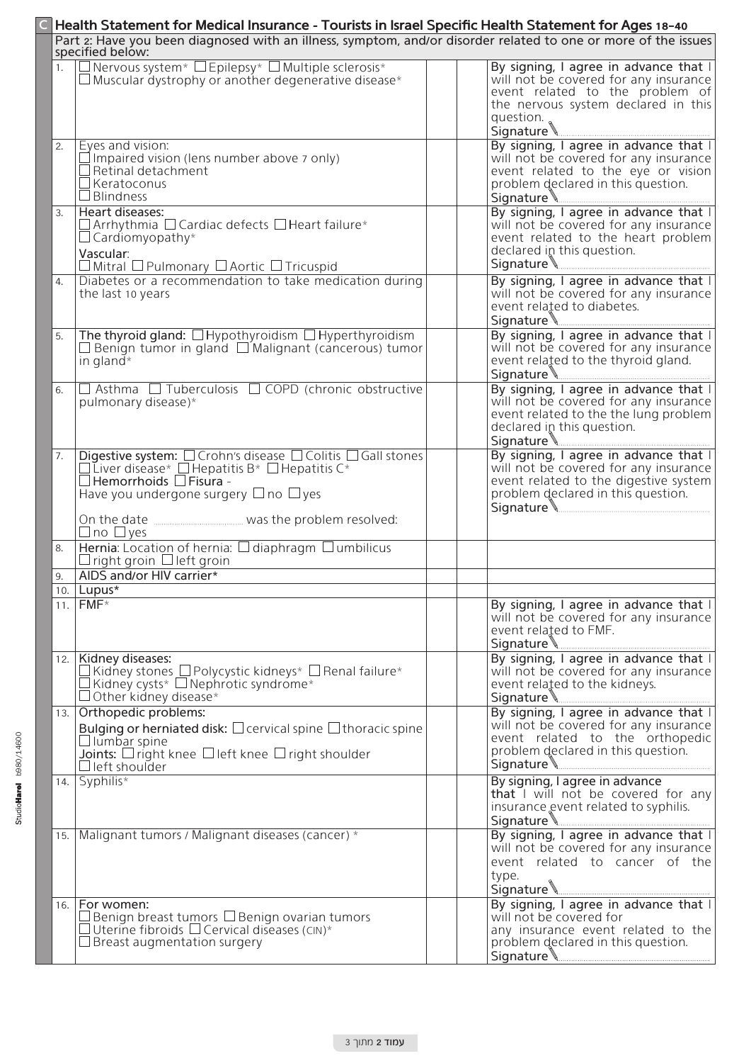## C Health Statement for Medical Insurance - Tourists in Israel Specific Health Statement for Ages 18-40

Part 2: Have you been diagnosed with an illness, symptom, and/or disorder related to one or more of the issues specified below:

| # | Issue | | | Declaration |
|---|---|---|---|---|
| 1. | ☐ Nervous system* ☐ Epilepsy* ☐ Multiple sclerosis* ☐ Muscular dystrophy or another degenerative disease* | | | By signing, I agree in advance that I will not be covered for any insurance event related to the problem of the nervous system declared in this question. Signature |
| 2. | Eyes and vision: ☐ Impaired vision (lens number above 7 only) ☐ Retinal detachment ☐ Keratoconus ☐ Blindness | | | By signing, I agree in advance that I will not be covered for any insurance event related to the eye or vision problem declared in this question. Signature |
| 3. | Heart diseases: ☐ Arrhythmia ☐ Cardiac defects ☐ Heart failure* ☐ Cardiomyopathy* Vascular: ☐ Mitral ☐ Pulmonary ☐ Aortic ☐ Tricuspid | | | By signing, I agree in advance that I will not be covered for any insurance event related to the heart problem declared in this question. Signature |
| 4. | Diabetes or a recommendation to take medication during the last 10 years | | | By signing, I agree in advance that I will not be covered for any insurance event related to diabetes. Signature |
| 5. | The thyroid gland: ☐ Hypothyroidism ☐ Hyperthyroidism ☐ Benign tumor in gland ☐ Malignant (cancerous) tumor in gland* | | | By signing, I agree in advance that I will not be covered for any insurance event related to the thyroid gland. Signature |
| 6. | ☐ Asthma ☐ Tuberculosis ☐ COPD (chronic obstructive pulmonary disease)* | | | By signing, I agree in advance that I will not be covered for any insurance event related to the the lung problem declared in this question. Signature |
| 7. | Digestive system: ☐ Crohn's disease ☐ Colitis ☐ Gall stones ☐ Liver disease* ☐ Hepatitis B* ☐ Hepatitis C* ☐ Hemorrhoids ☐ Fisura - Have you undergone surgery ☐ no ☐ yes On the date ............ was the problem resolved: ☐ no ☐ yes | | | By signing, I agree in advance that I will not be covered for any insurance event related to the digestive system problem declared in this question. Signature |
| 8. | Hernia: Location of hernia: ☐ diaphragm ☐ umbilicus ☐ right groin ☐ left groin | | | |
| 9. | AIDS and/or HIV carrier* | | | |
| 10. | Lupus* | | | |
| 11. | FMF* | | | By signing, I agree in advance that I will not be covered for any insurance event related to FMF. Signature |
| 12. | Kidney diseases: ☐ Kidney stones ☐ Polycystic kidneys* ☐ Renal failure* ☐ Kidney cysts* ☐ Nephrotic syndrome* ☐ Other kidney disease* | | | By signing, I agree in advance that I will not be covered for any insurance event related to the kidneys. Signature |
| 13. | Orthopedic problems: Bulging or herniated disk: ☐ cervical spine ☐ thoracic spine ☐ lumbar spine Joints: ☐ right knee ☐ left knee ☐ right shoulder ☐ left shoulder | | | By signing, I agree in advance that I will not be covered for any insurance event related to the orthopedic problem declared in this question. Signature |
| 14. | Syphilis* | | | By signing, I agree in advance that I will not be covered for any insurance event related to syphilis. Signature |
| 15. | Malignant tumors / Malignant diseases (cancer) * | | | By signing, I agree in advance that I will not be covered for any insurance event related to cancer of the type. Signature |
| 16. | For women: ☐ Benign breast tumors ☐ Benign ovarian tumors ☐ Uterine fibroids ☐ Cervical diseases (CIN)* ☐ Breast augmentation surgery | | | By signing, I agree in advance that I will not be covered for any insurance event related to the problem declared in this question. Signature |

StudioHarel b980/14600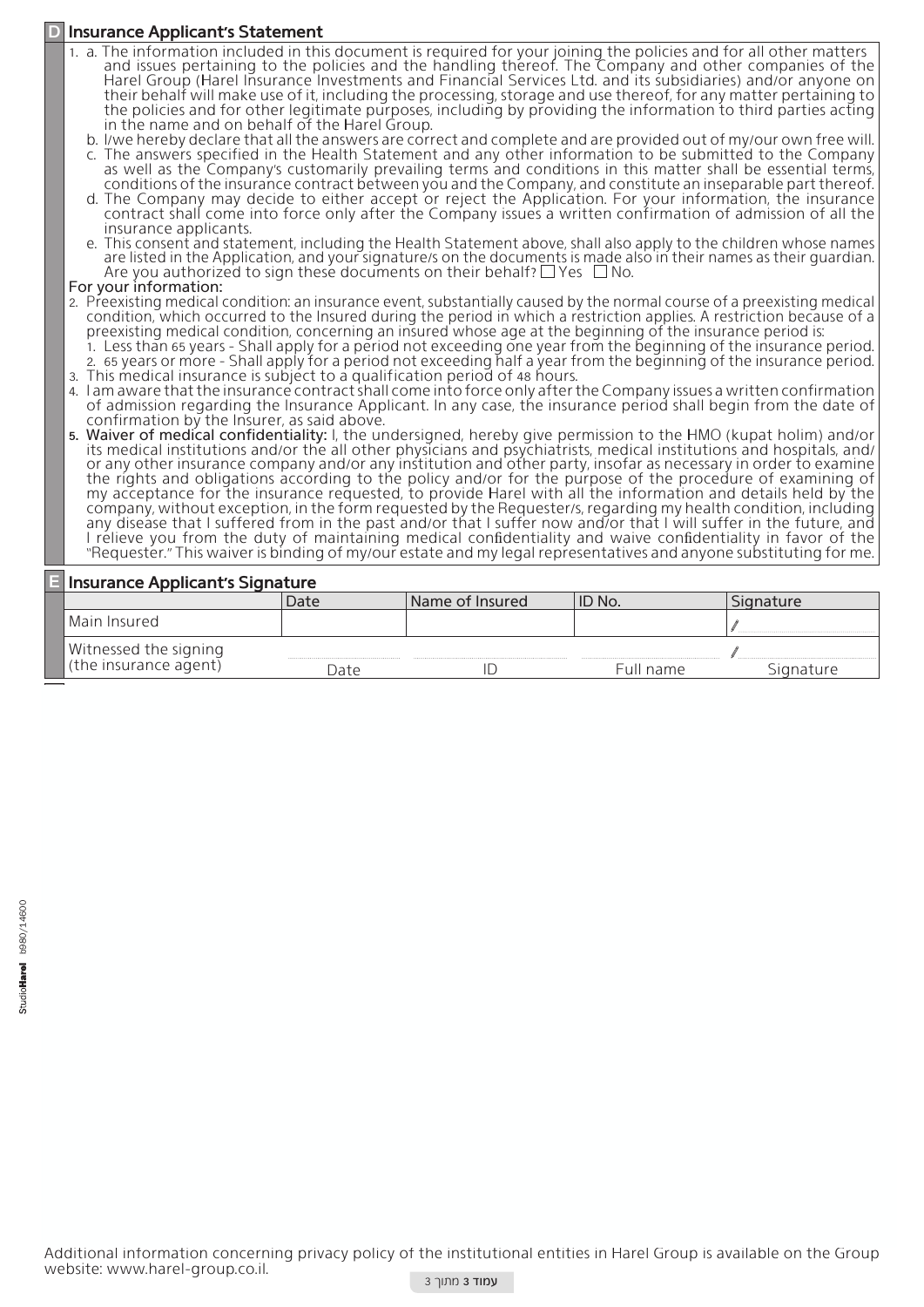## D Insurance Applicant's Statement

1. a. The information included in this document is required for your joining the policies and for all other matters and issues pertaining to the policies and the handling thereof. The Company and other companies of the Harel Group (Harel Insurance Investments and Financial Services Ltd. and its subsidiaries) and/or anyone on their behalf will make use of it, including the processing, storage and use thereof, for any matter pertaining to the policies and for other legitimate purposes, including by providing the information to third parties acting in the name and on behalf of the Harel Group.
   b. I/we hereby declare that all the answers are correct and complete and are provided out of my/our own free will.
   c. The answers specified in the Health Statement and any other information to be submitted to the Company as well as the Company's customarily prevailing terms and conditions in this matter shall be essential terms, conditions of the insurance contract between you and the Company, and constitute an inseparable part thereof.
   d. The Company may decide to either accept or reject the Application. For your information, the insurance contract shall come into force only after the Company issues a written confirmation of admission of all the insurance applicants.
   e. This consent and statement, including the Health Statement above, shall also apply to the children whose names are listed in the Application, and your signature/s on the documents is made also in their names as their guardian. Are you authorized to sign these documents on their behalf? ☐ Yes ☐ No.

For your information:

2. Preexisting medical condition: an insurance event, substantially caused by the normal course of a preexisting medical condition, which occurred to the Insured during the period in which a restriction applies. A restriction because of a preexisting medical condition, concerning an insured whose age at the beginning of the insurance period is:
   1. Less than 65 years - Shall apply for a period not exceeding one year from the beginning of the insurance period.
   2. 65 years or more - Shall apply for a period not exceeding half a year from the beginning of the insurance period.
3. This medical insurance is subject to a qualification period of 48 hours.
4. I am aware that the insurance contract shall come into force only after the Company issues a written confirmation of admission regarding the Insurance Applicant. In any case, the insurance period shall begin from the date of confirmation by the Insurer, as said above.
5. **Waiver of medical confidentiality:** I, the undersigned, hereby give permission to the HMO (kupat holim) and/or its medical institutions and/or the all other physicians and psychiatrists, medical institutions and hospitals, and/or any other insurance company and/or any institution and other party, insofar as necessary in order to examine the rights and obligations according to the policy and/or for the purpose of the procedure of examining of my acceptance for the insurance requested, to provide Harel with all the information and details held by the company, without exception, in the form requested by the Requester/s, regarding my health condition, including any disease that I suffered from in the past and/or that I suffer now and/or that I will suffer in the future, and I relieve you from the duty of maintaining medical confidentiality and waive confidentiality in favor of the "Requester." This waiver is binding of my/our estate and my legal representatives and anyone substituting for me.

## E Insurance Applicant's Signature

| | Date | Name of Insured | ID No. | Signature |
|---|---|---|---|---|
| Main Insured | | | | |
| Witnessed the signing (the insurance agent) | Date | ID | Full name | Signature |

StudioHarel b980/14600

Additional information concerning privacy policy of the institutional entities in Harel Group is available on the Group website: www.harel-group.co.il.